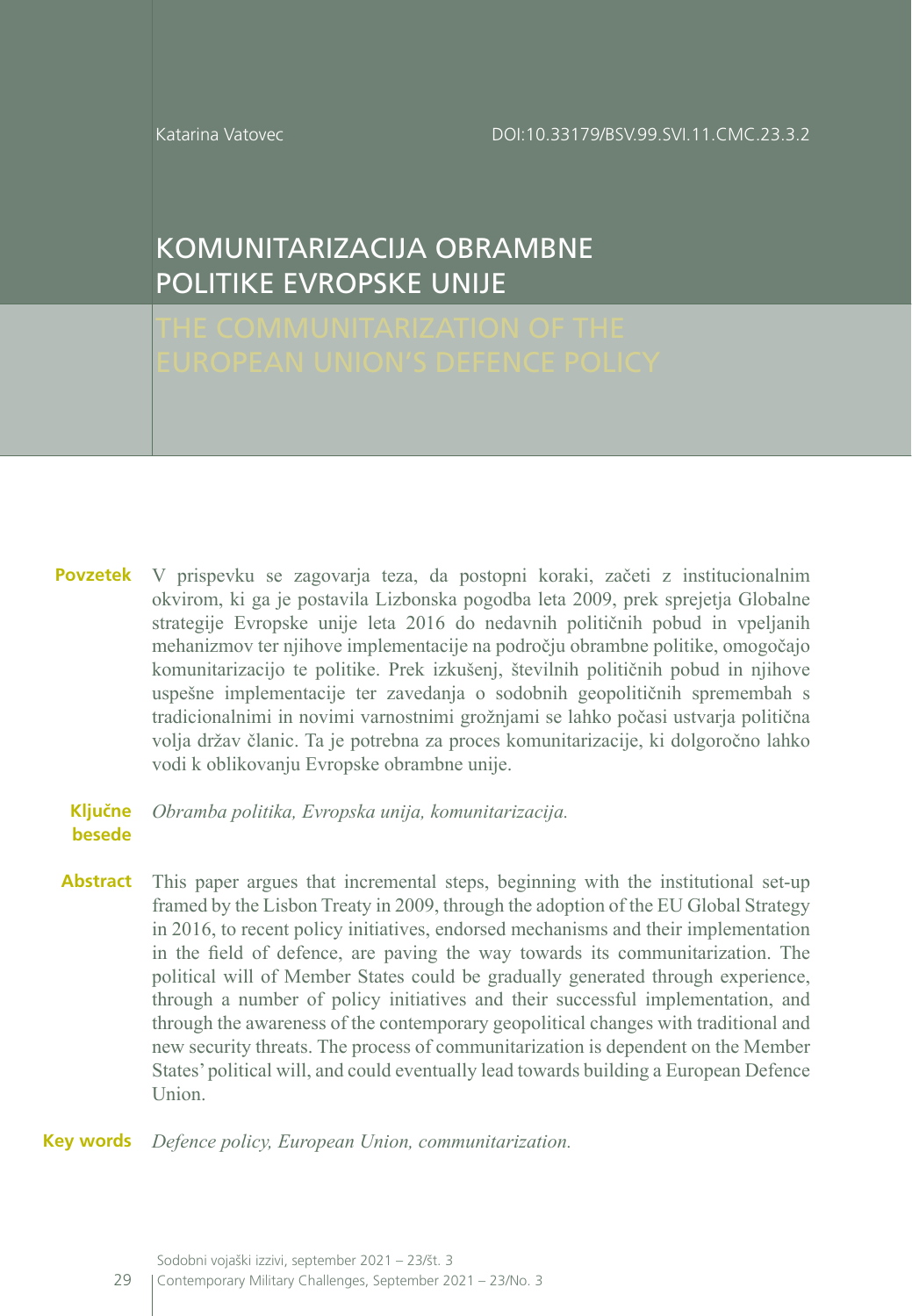Katarina Vatovec

DOI:10.33179/BSV.99.SVI.11.CMC.23.3.2

# KOMUNITARIZACIJA OBRAMBNE POLITIKE EVROPSKE UNIJE

# THE COMMUNITARIZATION OF THE EUROPEAN UNION'S DEFENCE POLICY

**Povzetek** V prispevku se zagovarja teza, da postopni koraki, začeti z institucionalnim okvirom, ki ga je postavila Lizbonska pogodba leta 2009, prek sprejetja Globalne strategije Evropske unije leta 2016 do nedavnih političnih pobud in vpeljanih mehanizmov ter njihove implementacije na področju obrambne politike, omogočajo komunitarizacijo te politike. Prek izkušenj, številnih političnih pobud in njihove uspešne implementacije ter zavedanja o sodobnih geopolitičnih spremembah s tradicionalnimi in novimi varnostnimi grožnjami se lahko počasi ustvarja politična volja držav članic. Ta je potrebna za proces komunitarizacije, ki dolgoročno lahko vodi k oblikovanju Evropske obrambne unije.

**Ključne besede** *Obramba politika, Evropska unija, komunitarizacija.*

**Abstract** This paper argues that incremental steps, beginning with the institutional set-up framed by the Lisbon Treaty in 2009, through the adoption of the EU Global Strategy in 2016, to recent policy initiatives, endorsed mechanisms and their implementation in the field of defence, are paving the way towards its communitarization. The political will of Member States could be gradually generated through experience, through a number of policy initiatives and their successful implementation, and through the awareness of the contemporary geopolitical changes with traditional and new security threats. The process of communitarization is dependent on the Member States' political will, and could eventually lead towards building a European Defence Union.

**Key words** *Defence policy, European Union, communitarization.*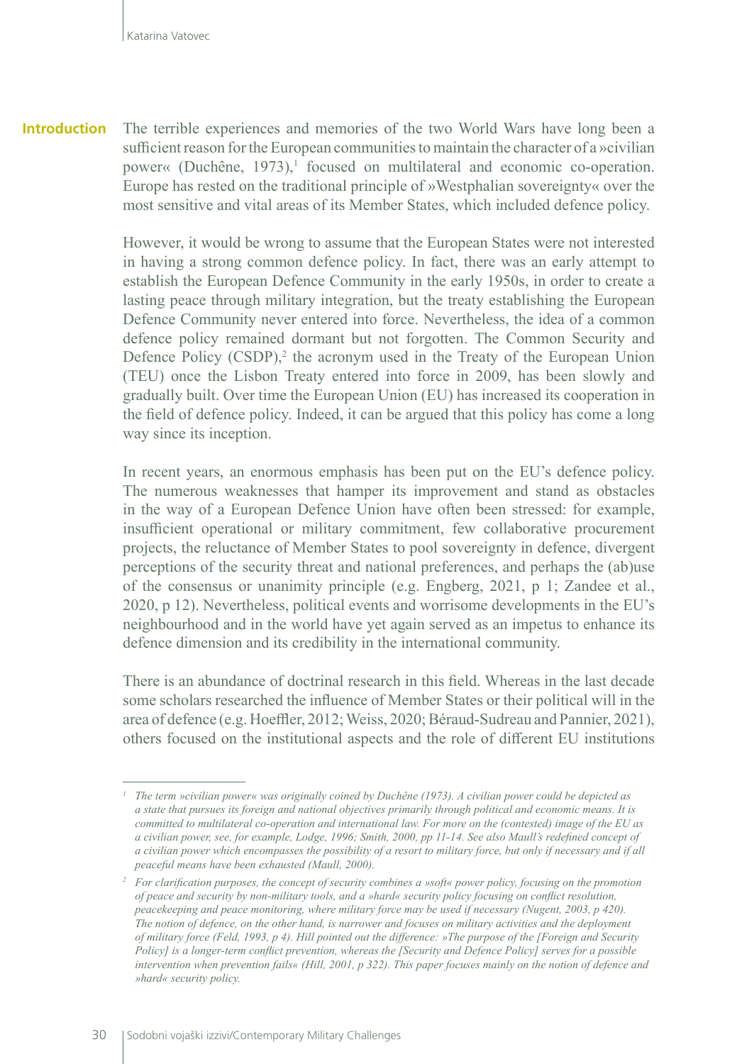## Introduction

The terrible experiences and memories of the two World Wars have long been a sufficient reason for the European communities to maintain the character of a »civilian power« (Duchêne, 1973),[1] focused on multilateral and economic co-operation. Europe has rested on the traditional principle of »Westphalian sovereignty« over the most sensitive and vital areas of its Member States, which included defence policy.

However, it would be wrong to assume that the European States were not interested in having a strong common defence policy. In fact, there was an early attempt to establish the European Defence Community in the early 1950s, in order to create a lasting peace through military integration, but the treaty establishing the European Defence Community never entered into force. Nevertheless, the idea of a common defence policy remained dormant but not forgotten. The Common Security and Defence Policy (CSDP),[2] the acronym used in the Treaty of the European Union (TEU) once the Lisbon Treaty entered into force in 2009, has been slowly and gradually built. Over time the European Union (EU) has increased its cooperation in the field of defence policy. Indeed, it can be argued that this policy has come a long way since its inception.

In recent years, an enormous emphasis has been put on the EU's defence policy. The numerous weaknesses that hamper its improvement and stand as obstacles in the way of a European Defence Union have often been stressed: for example, insufficient operational or military commitment, few collaborative procurement projects, the reluctance of Member States to pool sovereignty in defence, divergent perceptions of the security threat and national preferences, and perhaps the (ab)use of the consensus or unanimity principle (e.g. Engberg, 2021, p 1; Zandee et al., 2020, p 12). Nevertheless, political events and worrisome developments in the EU's neighbourhood and in the world have yet again served as an impetus to enhance its defence dimension and its credibility in the international community.

There is an abundance of doctrinal research in this field. Whereas in the last decade some scholars researched the influence of Member States or their political will in the area of defence (e.g. Hoeffler, 2012; Weiss, 2020; Béraud-Sudreau and Pannier, 2021), others focused on the institutional aspects and the role of different EU institutions

---

*[1] The term »civilian power« was originally coined by Duchêne (1973). A civilian power could be depicted as a state that pursues its foreign and national objectives primarily through political and economic means. It is committed to multilateral co-operation and international law. For more on the (contested) image of the EU as a civilian power, see, for example, Lodge, 1996; Smith, 2000, pp 11-14. See also Maull's redefined concept of a civilian power which encompasses the possibility of a resort to military force, but only if necessary and if all peaceful means have been exhausted (Maull, 2000).*

*[2] For clarification purposes, the concept of security combines a »soft« power policy, focusing on the promotion of peace and security by non-military tools, and a »hard« security policy focusing on conflict resolution, peacekeeping and peace monitoring, where military force may be used if necessary (Nugent, 2003, p 420). The notion of defence, on the other hand, is narrower and focuses on military activities and the deployment of military force (Feld, 1993, p 4). Hill pointed out the difference: »The purpose of the [Foreign and Security Policy] is a longer-term conflict prevention, whereas the [Security and Defence Policy] serves for a possible intervention when prevention fails« (Hill, 2001, p 322). This paper focuses mainly on the notion of defence and »hard« security policy.*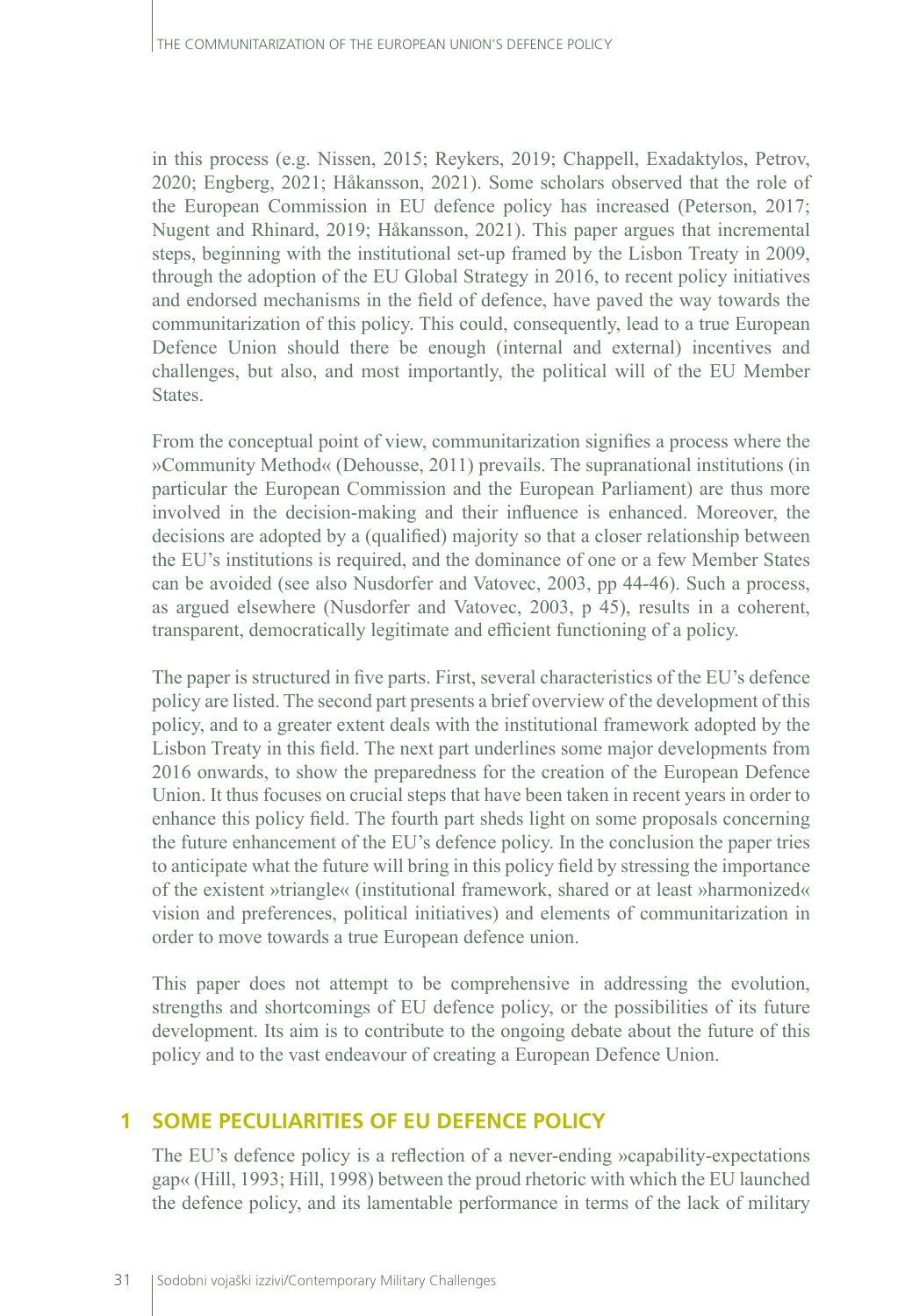in this process (e.g. Nissen, 2015; Reykers, 2019; Chappell, Exadaktylos, Petrov, 2020; Engberg, 2021; Håkansson, 2021). Some scholars observed that the role of the European Commission in EU defence policy has increased (Peterson, 2017; Nugent and Rhinard, 2019; Håkansson, 2021). This paper argues that incremental steps, beginning with the institutional set-up framed by the Lisbon Treaty in 2009, through the adoption of the EU Global Strategy in 2016, to recent policy initiatives and endorsed mechanisms in the field of defence, have paved the way towards the communitarization of this policy. This could, consequently, lead to a true European Defence Union should there be enough (internal and external) incentives and challenges, but also, and most importantly, the political will of the EU Member States.

From the conceptual point of view, communitarization signifies a process where the »Community Method« (Dehousse, 2011) prevails. The supranational institutions (in particular the European Commission and the European Parliament) are thus more involved in the decision-making and their influence is enhanced. Moreover, the decisions are adopted by a (qualified) majority so that a closer relationship between the EU's institutions is required, and the dominance of one or a few Member States can be avoided (see also Nusdorfer and Vatovec, 2003, pp 44-46). Such a process, as argued elsewhere (Nusdorfer and Vatovec, 2003, p 45), results in a coherent, transparent, democratically legitimate and efficient functioning of a policy.

The paper is structured in five parts. First, several characteristics of the EU's defence policy are listed. The second part presents a brief overview of the development of this policy, and to a greater extent deals with the institutional framework adopted by the Lisbon Treaty in this field. The next part underlines some major developments from 2016 onwards, to show the preparedness for the creation of the European Defence Union. It thus focuses on crucial steps that have been taken in recent years in order to enhance this policy field. The fourth part sheds light on some proposals concerning the future enhancement of the EU's defence policy. In the conclusion the paper tries to anticipate what the future will bring in this policy field by stressing the importance of the existent »triangle« (institutional framework, shared or at least »harmonized« vision and preferences, political initiatives) and elements of communitarization in order to move towards a true European defence union.

This paper does not attempt to be comprehensive in addressing the evolution, strengths and shortcomings of EU defence policy, or the possibilities of its future development. Its aim is to contribute to the ongoing debate about the future of this policy and to the vast endeavour of creating a European Defence Union.

## 1 SOME PECULIARITIES OF EU DEFENCE POLICY

The EU's defence policy is a reflection of a never-ending »capability-expectations gap« (Hill, 1993; Hill, 1998) between the proud rhetoric with which the EU launched the defence policy, and its lamentable performance in terms of the lack of military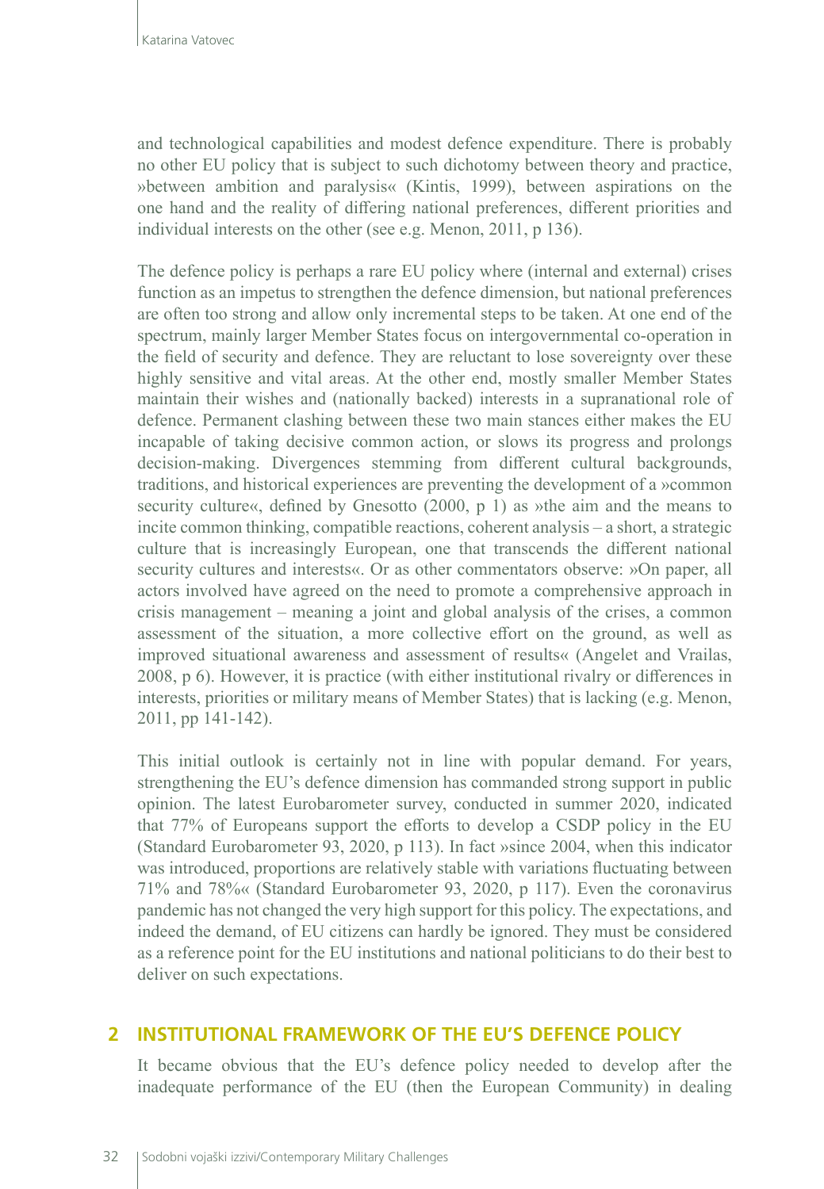and technological capabilities and modest defence expenditure. There is probably no other EU policy that is subject to such dichotomy between theory and practice, »between ambition and paralysis« (Kintis, 1999), between aspirations on the one hand and the reality of differing national preferences, different priorities and individual interests on the other (see e.g. Menon, 2011, p 136).

The defence policy is perhaps a rare EU policy where (internal and external) crises function as an impetus to strengthen the defence dimension, but national preferences are often too strong and allow only incremental steps to be taken. At one end of the spectrum, mainly larger Member States focus on intergovernmental co-operation in the field of security and defence. They are reluctant to lose sovereignty over these highly sensitive and vital areas. At the other end, mostly smaller Member States maintain their wishes and (nationally backed) interests in a supranational role of defence. Permanent clashing between these two main stances either makes the EU incapable of taking decisive common action, or slows its progress and prolongs decision-making. Divergences stemming from different cultural backgrounds, traditions, and historical experiences are preventing the development of a »common security culture«, defined by Gnesotto (2000, p 1) as »the aim and the means to incite common thinking, compatible reactions, coherent analysis – a short, a strategic culture that is increasingly European, one that transcends the different national security cultures and interests«. Or as other commentators observe: »On paper, all actors involved have agreed on the need to promote a comprehensive approach in crisis management – meaning a joint and global analysis of the crises, a common assessment of the situation, a more collective effort on the ground, as well as improved situational awareness and assessment of results« (Angelet and Vrailas, 2008, p 6). However, it is practice (with either institutional rivalry or differences in interests, priorities or military means of Member States) that is lacking (e.g. Menon, 2011, pp 141-142).

This initial outlook is certainly not in line with popular demand. For years, strengthening the EU's defence dimension has commanded strong support in public opinion. The latest Eurobarometer survey, conducted in summer 2020, indicated that 77% of Europeans support the efforts to develop a CSDP policy in the EU (Standard Eurobarometer 93, 2020, p 113). In fact »since 2004, when this indicator was introduced, proportions are relatively stable with variations fluctuating between 71% and 78%« (Standard Eurobarometer 93, 2020, p 117). Even the coronavirus pandemic has not changed the very high support for this policy. The expectations, and indeed the demand, of EU citizens can hardly be ignored. They must be considered as a reference point for the EU institutions and national politicians to do their best to deliver on such expectations.

## 2 INSTITUTIONAL FRAMEWORK OF THE EU'S DEFENCE POLICY

It became obvious that the EU's defence policy needed to develop after the inadequate performance of the EU (then the European Community) in dealing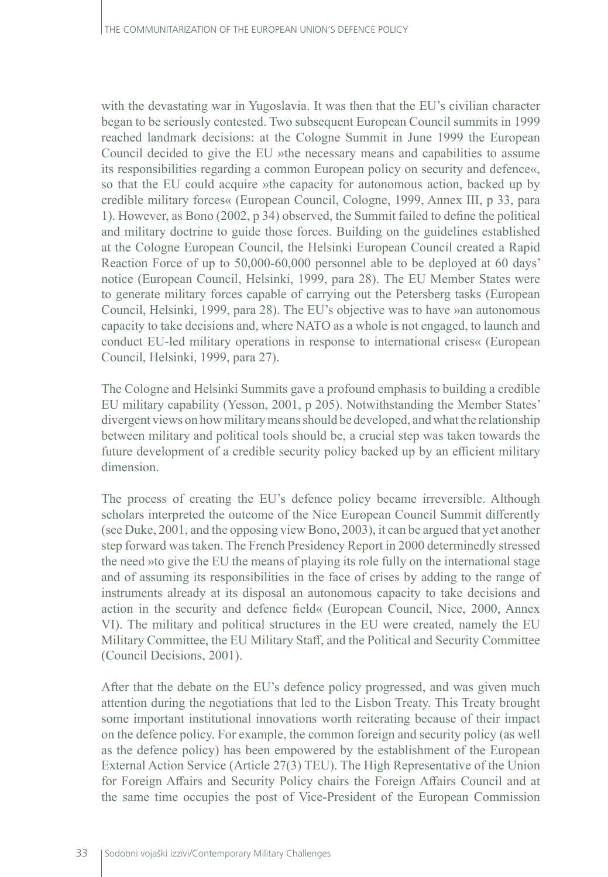with the devastating war in Yugoslavia. It was then that the EU's civilian character began to be seriously contested. Two subsequent European Council summits in 1999 reached landmark decisions: at the Cologne Summit in June 1999 the European Council decided to give the EU »the necessary means and capabilities to assume its responsibilities regarding a common European policy on security and defence«, so that the EU could acquire »the capacity for autonomous action, backed up by credible military forces« (European Council, Cologne, 1999, Annex III, p 33, para 1). However, as Bono (2002, p 34) observed, the Summit failed to define the political and military doctrine to guide those forces. Building on the guidelines established at the Cologne European Council, the Helsinki European Council created a Rapid Reaction Force of up to 50,000-60,000 personnel able to be deployed at 60 days' notice (European Council, Helsinki, 1999, para 28). The EU Member States were to generate military forces capable of carrying out the Petersberg tasks (European Council, Helsinki, 1999, para 28). The EU's objective was to have »an autonomous capacity to take decisions and, where NATO as a whole is not engaged, to launch and conduct EU-led military operations in response to international crises« (European Council, Helsinki, 1999, para 27).

The Cologne and Helsinki Summits gave a profound emphasis to building a credible EU military capability (Yesson, 2001, p 205). Notwithstanding the Member States' divergent views on how military means should be developed, and what the relationship between military and political tools should be, a crucial step was taken towards the future development of a credible security policy backed up by an efficient military dimension.

The process of creating the EU's defence policy became irreversible. Although scholars interpreted the outcome of the Nice European Council Summit differently (see Duke, 2001, and the opposing view Bono, 2003), it can be argued that yet another step forward was taken. The French Presidency Report in 2000 determinedly stressed the need »to give the EU the means of playing its role fully on the international stage and of assuming its responsibilities in the face of crises by adding to the range of instruments already at its disposal an autonomous capacity to take decisions and action in the security and defence field« (European Council, Nice, 2000, Annex VI). The military and political structures in the EU were created, namely the EU Military Committee, the EU Military Staff, and the Political and Security Committee (Council Decisions, 2001).

After that the debate on the EU's defence policy progressed, and was given much attention during the negotiations that led to the Lisbon Treaty. This Treaty brought some important institutional innovations worth reiterating because of their impact on the defence policy. For example, the common foreign and security policy (as well as the defence policy) has been empowered by the establishment of the European External Action Service (Article 27(3) TEU). The High Representative of the Union for Foreign Affairs and Security Policy chairs the Foreign Affairs Council and at the same time occupies the post of Vice-President of the European Commission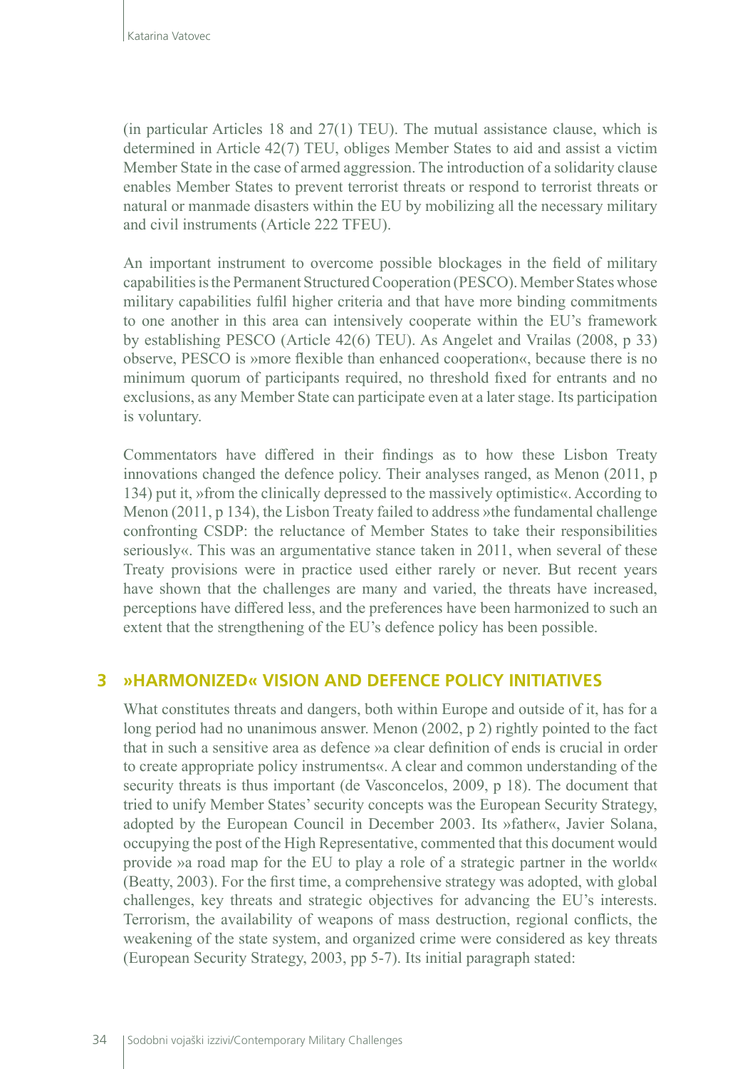(in particular Articles 18 and 27(1) TEU). The mutual assistance clause, which is determined in Article 42(7) TEU, obliges Member States to aid and assist a victim Member State in the case of armed aggression. The introduction of a solidarity clause enables Member States to prevent terrorist threats or respond to terrorist threats or natural or manmade disasters within the EU by mobilizing all the necessary military and civil instruments (Article 222 TFEU).

An important instrument to overcome possible blockages in the field of military capabilities is the Permanent Structured Cooperation (PESCO). Member States whose military capabilities fulfil higher criteria and that have more binding commitments to one another in this area can intensively cooperate within the EU's framework by establishing PESCO (Article 42(6) TEU). As Angelet and Vrailas (2008, p 33) observe, PESCO is »more flexible than enhanced cooperation«, because there is no minimum quorum of participants required, no threshold fixed for entrants and no exclusions, as any Member State can participate even at a later stage. Its participation is voluntary.

Commentators have differed in their findings as to how these Lisbon Treaty innovations changed the defence policy. Their analyses ranged, as Menon (2011, p 134) put it, »from the clinically depressed to the massively optimistic«. According to Menon (2011, p 134), the Lisbon Treaty failed to address »the fundamental challenge confronting CSDP: the reluctance of Member States to take their responsibilities seriously«. This was an argumentative stance taken in 2011, when several of these Treaty provisions were in practice used either rarely or never. But recent years have shown that the challenges are many and varied, the threats have increased, perceptions have differed less, and the preferences have been harmonized to such an extent that the strengthening of the EU's defence policy has been possible.

## 3 »HARMONIZED« VISION AND DEFENCE POLICY INITIATIVES

What constitutes threats and dangers, both within Europe and outside of it, has for a long period had no unanimous answer. Menon (2002, p 2) rightly pointed to the fact that in such a sensitive area as defence »a clear definition of ends is crucial in order to create appropriate policy instruments«. A clear and common understanding of the security threats is thus important (de Vasconcelos, 2009, p 18). The document that tried to unify Member States' security concepts was the European Security Strategy, adopted by the European Council in December 2003. Its »father«, Javier Solana, occupying the post of the High Representative, commented that this document would provide »a road map for the EU to play a role of a strategic partner in the world« (Beatty, 2003). For the first time, a comprehensive strategy was adopted, with global challenges, key threats and strategic objectives for advancing the EU's interests. Terrorism, the availability of weapons of mass destruction, regional conflicts, the weakening of the state system, and organized crime were considered as key threats (European Security Strategy, 2003, pp 5-7). Its initial paragraph stated: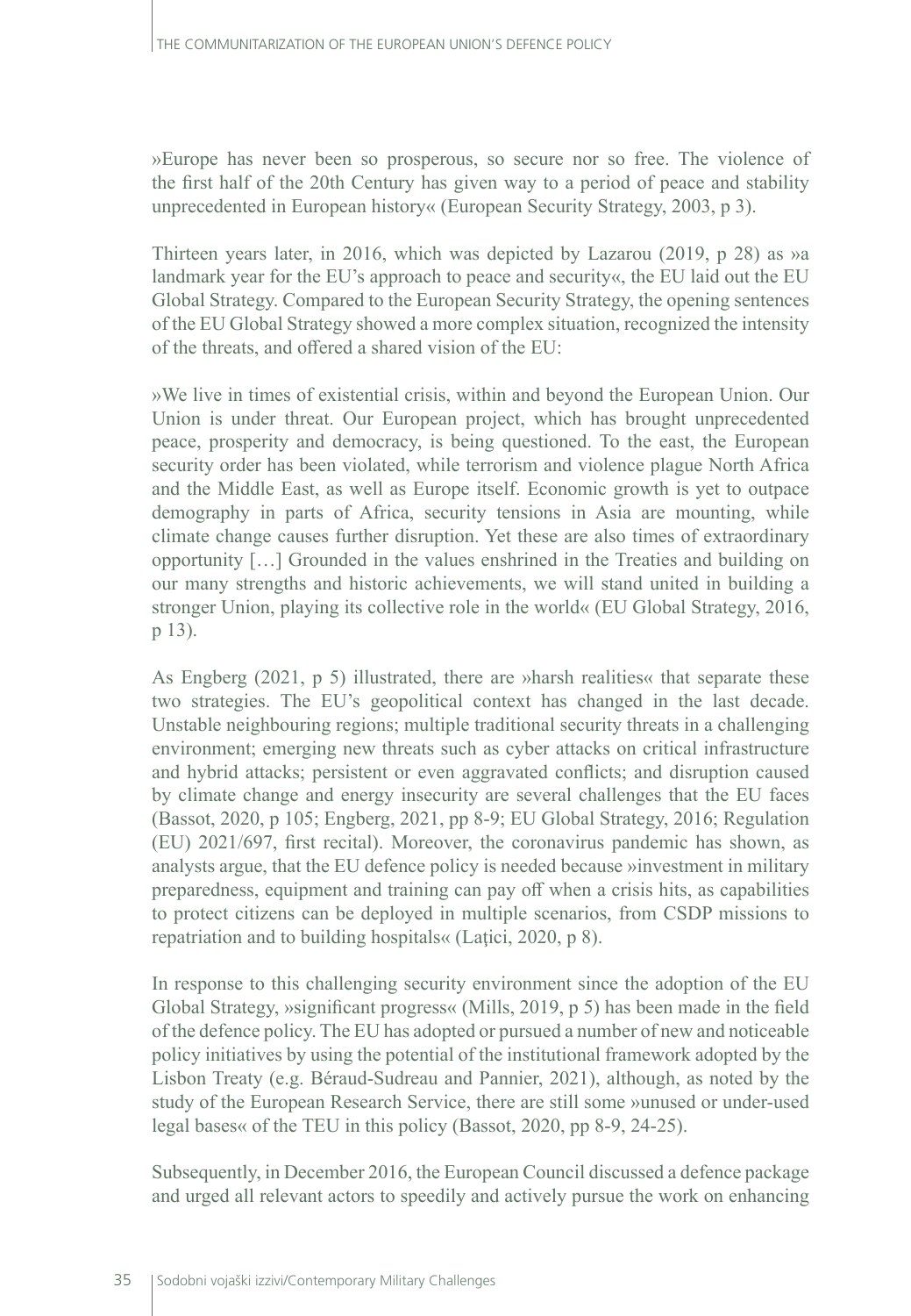»Europe has never been so prosperous, so secure nor so free. The violence of the first half of the 20th Century has given way to a period of peace and stability unprecedented in European history« (European Security Strategy, 2003, p 3).

Thirteen years later, in 2016, which was depicted by Lazarou (2019, p 28) as »a landmark year for the EU's approach to peace and security«, the EU laid out the EU Global Strategy. Compared to the European Security Strategy, the opening sentences of the EU Global Strategy showed a more complex situation, recognized the intensity of the threats, and offered a shared vision of the EU:

»We live in times of existential crisis, within and beyond the European Union. Our Union is under threat. Our European project, which has brought unprecedented peace, prosperity and democracy, is being questioned. To the east, the European security order has been violated, while terrorism and violence plague North Africa and the Middle East, as well as Europe itself. Economic growth is yet to outpace demography in parts of Africa, security tensions in Asia are mounting, while climate change causes further disruption. Yet these are also times of extraordinary opportunity […] Grounded in the values enshrined in the Treaties and building on our many strengths and historic achievements, we will stand united in building a stronger Union, playing its collective role in the world« (EU Global Strategy, 2016, p 13).

As Engberg (2021, p 5) illustrated, there are »harsh realities« that separate these two strategies. The EU's geopolitical context has changed in the last decade. Unstable neighbouring regions; multiple traditional security threats in a challenging environment; emerging new threats such as cyber attacks on critical infrastructure and hybrid attacks; persistent or even aggravated conflicts; and disruption caused by climate change and energy insecurity are several challenges that the EU faces (Bassot, 2020, p 105; Engberg, 2021, pp 8-9; EU Global Strategy, 2016; Regulation (EU) 2021/697, first recital). Moreover, the coronavirus pandemic has shown, as analysts argue, that the EU defence policy is needed because »investment in military preparedness, equipment and training can pay off when a crisis hits, as capabilities to protect citizens can be deployed in multiple scenarios, from CSDP missions to repatriation and to building hospitals« (Lațici, 2020, p 8).

In response to this challenging security environment since the adoption of the EU Global Strategy, »significant progress« (Mills, 2019, p 5) has been made in the field of the defence policy. The EU has adopted or pursued a number of new and noticeable policy initiatives by using the potential of the institutional framework adopted by the Lisbon Treaty (e.g. Béraud-Sudreau and Pannier, 2021), although, as noted by the study of the European Research Service, there are still some »unused or under-used legal bases« of the TEU in this policy (Bassot, 2020, pp 8-9, 24-25).

Subsequently, in December 2016, the European Council discussed a defence package and urged all relevant actors to speedily and actively pursue the work on enhancing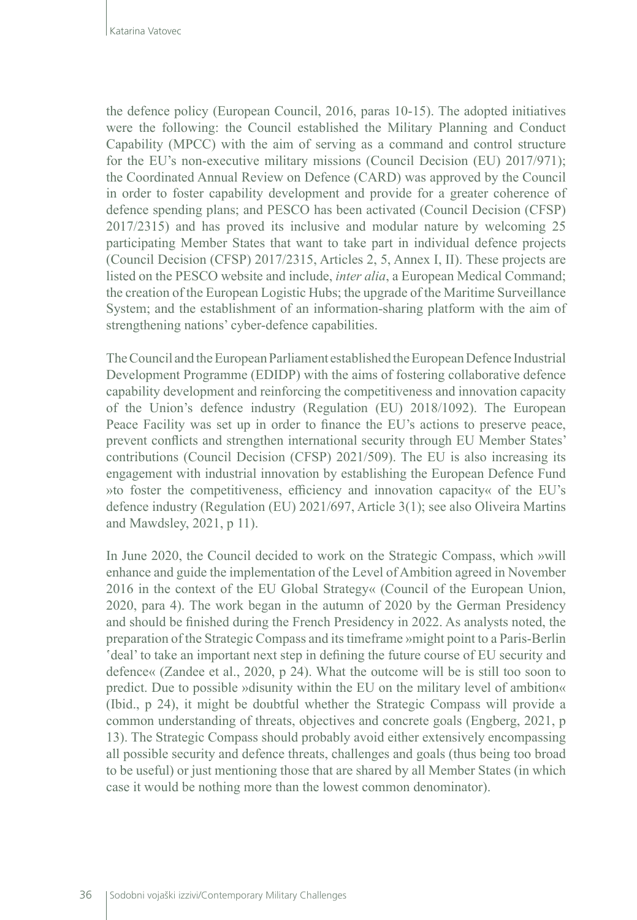the defence policy (European Council, 2016, paras 10-15). The adopted initiatives were the following: the Council established the Military Planning and Conduct Capability (MPCC) with the aim of serving as a command and control structure for the EU's non-executive military missions (Council Decision (EU) 2017/971); the Coordinated Annual Review on Defence (CARD) was approved by the Council in order to foster capability development and provide for a greater coherence of defence spending plans; and PESCO has been activated (Council Decision (CFSP) 2017/2315) and has proved its inclusive and modular nature by welcoming 25 participating Member States that want to take part in individual defence projects (Council Decision (CFSP) 2017/2315, Articles 2, 5, Annex I, II). These projects are listed on the PESCO website and include, *inter alia*, a European Medical Command; the creation of the European Logistic Hubs; the upgrade of the Maritime Surveillance System; and the establishment of an information-sharing platform with the aim of strengthening nations' cyber-defence capabilities.

The Council and the European Parliament established the European Defence Industrial Development Programme (EDIDP) with the aims of fostering collaborative defence capability development and reinforcing the competitiveness and innovation capacity of the Union's defence industry (Regulation (EU) 2018/1092). The European Peace Facility was set up in order to finance the EU's actions to preserve peace, prevent conflicts and strengthen international security through EU Member States' contributions (Council Decision (CFSP) 2021/509). The EU is also increasing its engagement with industrial innovation by establishing the European Defence Fund »to foster the competitiveness, efficiency and innovation capacity« of the EU's defence industry (Regulation (EU) 2021/697, Article 3(1); see also Oliveira Martins and Mawdsley, 2021, p 11).

In June 2020, the Council decided to work on the Strategic Compass, which »will enhance and guide the implementation of the Level of Ambition agreed in November 2016 in the context of the EU Global Strategy« (Council of the European Union, 2020, para 4). The work began in the autumn of 2020 by the German Presidency and should be finished during the French Presidency in 2022. As analysts noted, the preparation of the Strategic Compass and its timeframe »might point to a Paris-Berlin 'deal' to take an important next step in defining the future course of EU security and defence« (Zandee et al., 2020, p 24). What the outcome will be is still too soon to predict. Due to possible »disunity within the EU on the military level of ambition« (Ibid., p 24), it might be doubtful whether the Strategic Compass will provide a common understanding of threats, objectives and concrete goals (Engberg, 2021, p 13). The Strategic Compass should probably avoid either extensively encompassing all possible security and defence threats, challenges and goals (thus being too broad to be useful) or just mentioning those that are shared by all Member States (in which case it would be nothing more than the lowest common denominator).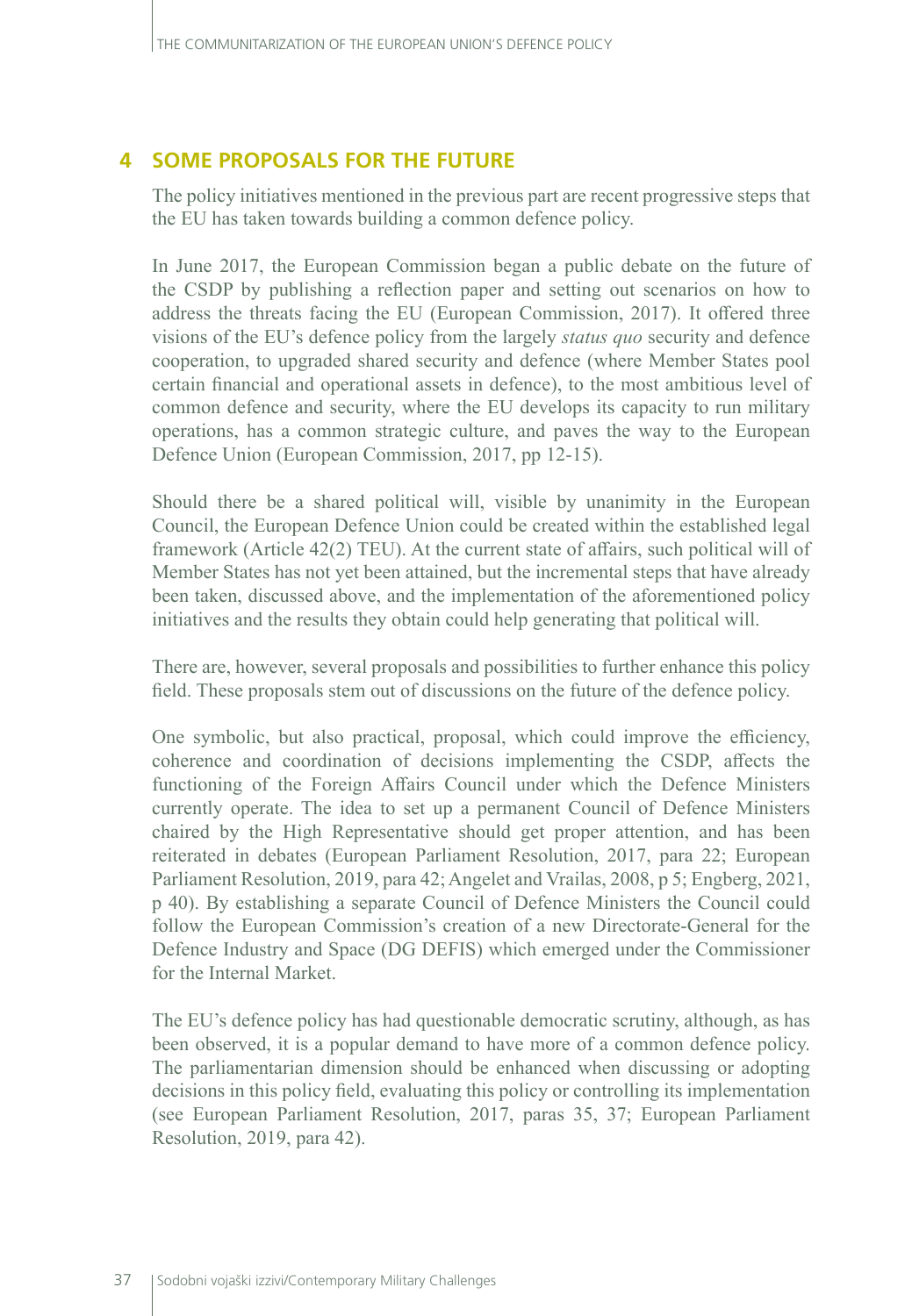## 4 SOME PROPOSALS FOR THE FUTURE

The policy initiatives mentioned in the previous part are recent progressive steps that the EU has taken towards building a common defence policy.

In June 2017, the European Commission began a public debate on the future of the CSDP by publishing a reflection paper and setting out scenarios on how to address the threats facing the EU (European Commission, 2017). It offered three visions of the EU's defence policy from the largely *status quo* security and defence cooperation, to upgraded shared security and defence (where Member States pool certain financial and operational assets in defence), to the most ambitious level of common defence and security, where the EU develops its capacity to run military operations, has a common strategic culture, and paves the way to the European Defence Union (European Commission, 2017, pp 12-15).

Should there be a shared political will, visible by unanimity in the European Council, the European Defence Union could be created within the established legal framework (Article 42(2) TEU). At the current state of affairs, such political will of Member States has not yet been attained, but the incremental steps that have already been taken, discussed above, and the implementation of the aforementioned policy initiatives and the results they obtain could help generating that political will.

There are, however, several proposals and possibilities to further enhance this policy field. These proposals stem out of discussions on the future of the defence policy.

One symbolic, but also practical, proposal, which could improve the efficiency, coherence and coordination of decisions implementing the CSDP, affects the functioning of the Foreign Affairs Council under which the Defence Ministers currently operate. The idea to set up a permanent Council of Defence Ministers chaired by the High Representative should get proper attention, and has been reiterated in debates (European Parliament Resolution, 2017, para 22; European Parliament Resolution, 2019, para 42; Angelet and Vrailas, 2008, p 5; Engberg, 2021, p 40). By establishing a separate Council of Defence Ministers the Council could follow the European Commission's creation of a new Directorate-General for the Defence Industry and Space (DG DEFIS) which emerged under the Commissioner for the Internal Market.

The EU's defence policy has had questionable democratic scrutiny, although, as has been observed, it is a popular demand to have more of a common defence policy. The parliamentarian dimension should be enhanced when discussing or adopting decisions in this policy field, evaluating this policy or controlling its implementation (see European Parliament Resolution, 2017, paras 35, 37; European Parliament Resolution, 2019, para 42).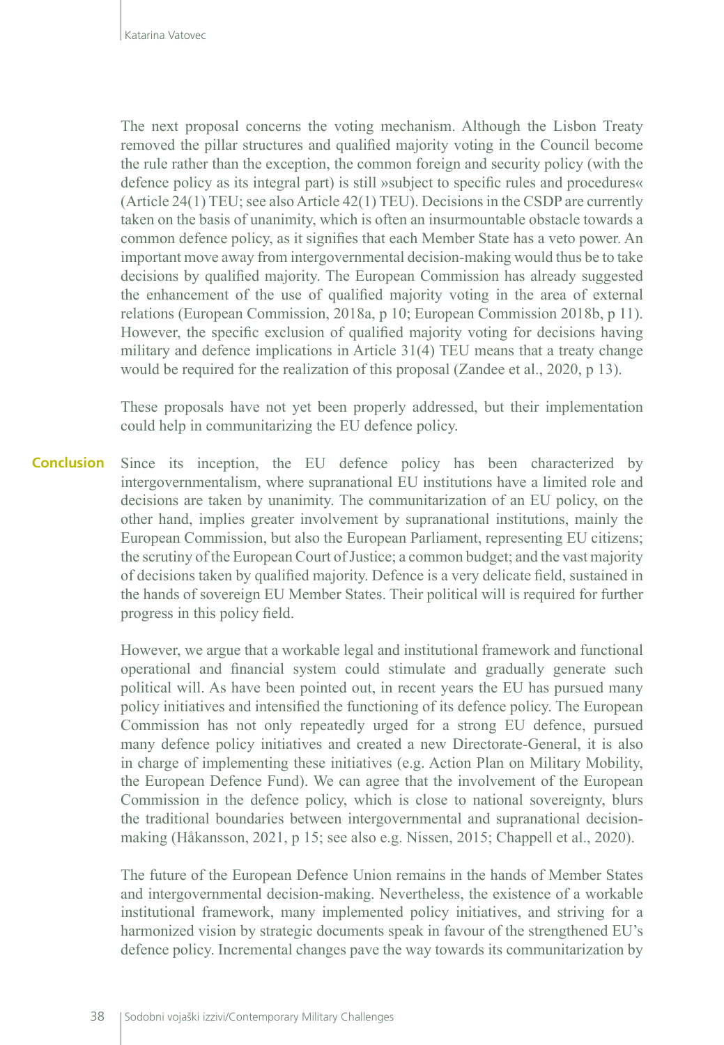The next proposal concerns the voting mechanism. Although the Lisbon Treaty removed the pillar structures and qualified majority voting in the Council become the rule rather than the exception, the common foreign and security policy (with the defence policy as its integral part) is still »subject to specific rules and procedures« (Article 24(1) TEU; see also Article 42(1) TEU). Decisions in the CSDP are currently taken on the basis of unanimity, which is often an insurmountable obstacle towards a common defence policy, as it signifies that each Member State has a veto power. An important move away from intergovernmental decision-making would thus be to take decisions by qualified majority. The European Commission has already suggested the enhancement of the use of qualified majority voting in the area of external relations (European Commission, 2018a, p 10; European Commission 2018b, p 11). However, the specific exclusion of qualified majority voting for decisions having military and defence implications in Article 31(4) TEU means that a treaty change would be required for the realization of this proposal (Zandee et al., 2020, p 13).

These proposals have not yet been properly addressed, but their implementation could help in communitarizing the EU defence policy.

## Conclusion

Since its inception, the EU defence policy has been characterized by intergovernmentalism, where supranational EU institutions have a limited role and decisions are taken by unanimity. The communitarization of an EU policy, on the other hand, implies greater involvement by supranational institutions, mainly the European Commission, but also the European Parliament, representing EU citizens; the scrutiny of the European Court of Justice; a common budget; and the vast majority of decisions taken by qualified majority. Defence is a very delicate field, sustained in the hands of sovereign EU Member States. Their political will is required for further progress in this policy field.

However, we argue that a workable legal and institutional framework and functional operational and financial system could stimulate and gradually generate such political will. As have been pointed out, in recent years the EU has pursued many policy initiatives and intensified the functioning of its defence policy. The European Commission has not only repeatedly urged for a strong EU defence, pursued many defence policy initiatives and created a new Directorate-General, it is also in charge of implementing these initiatives (e.g. Action Plan on Military Mobility, the European Defence Fund). We can agree that the involvement of the European Commission in the defence policy, which is close to national sovereignty, blurs the traditional boundaries between intergovernmental and supranational decision-making (Håkansson, 2021, p 15; see also e.g. Nissen, 2015; Chappell et al., 2020).

The future of the European Defence Union remains in the hands of Member States and intergovernmental decision-making. Nevertheless, the existence of a workable institutional framework, many implemented policy initiatives, and striving for a harmonized vision by strategic documents speak in favour of the strengthened EU's defence policy. Incremental changes pave the way towards its communitarization by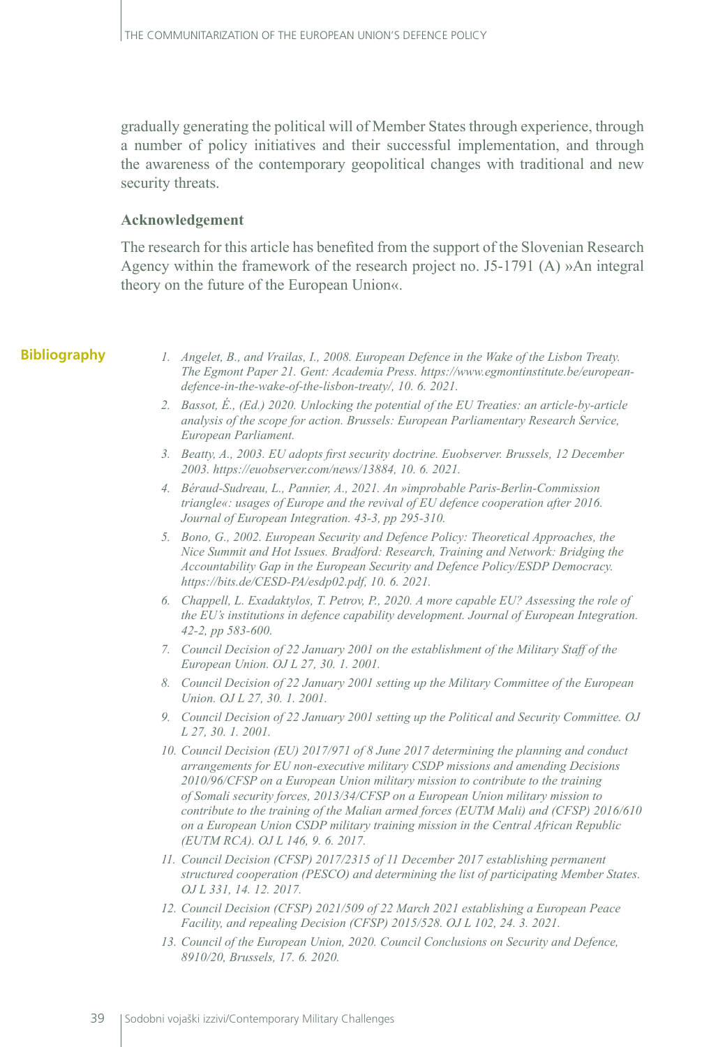gradually generating the political will of Member States through experience, through a number of policy initiatives and their successful implementation, and through the awareness of the contemporary geopolitical changes with traditional and new security threats.

### Acknowledgement

The research for this article has benefited from the support of the Slovenian Research Agency within the framework of the research project no. J5-1791 (A) »An integral theory on the future of the European Union«.

## Bibliography

1. *Angelet, B., and Vrailas, I., 2008. European Defence in the Wake of the Lisbon Treaty. The Egmont Paper 21. Gent: Academia Press. https://www.egmontinstitute.be/european-defence-in-the-wake-of-the-lisbon-treaty/, 10. 6. 2021.*
2. *Bassot, É., (Ed.) 2020. Unlocking the potential of the EU Treaties: an article-by-article analysis of the scope for action. Brussels: European Parliamentary Research Service, European Parliament.*
3. *Beatty, A., 2003. EU adopts first security doctrine. Euobserver. Brussels, 12 December 2003. https://euobserver.com/news/13884, 10. 6. 2021.*
4. *Béraud-Sudreau, L., Pannier, A., 2021. An »improbable Paris-Berlin-Commission triangle«: usages of Europe and the revival of EU defence cooperation after 2016. Journal of European Integration. 43-3, pp 295-310.*
5. *Bono, G., 2002. European Security and Defence Policy: Theoretical Approaches, the Nice Summit and Hot Issues. Bradford: Research, Training and Network: Bridging the Accountability Gap in the European Security and Defence Policy/ESDP Democracy. https://bits.de/CESD-PA/esdp02.pdf, 10. 6. 2021.*
6. *Chappell, L. Exadaktylos, T. Petrov, P., 2020. A more capable EU? Assessing the role of the EU's institutions in defence capability development. Journal of European Integration. 42-2, pp 583-600.*
7. *Council Decision of 22 January 2001 on the establishment of the Military Staff of the European Union. OJ L 27, 30. 1. 2001.*
8. *Council Decision of 22 January 2001 setting up the Military Committee of the European Union. OJ L 27, 30. 1. 2001.*
9. *Council Decision of 22 January 2001 setting up the Political and Security Committee. OJ L 27, 30. 1. 2001.*
10. *Council Decision (EU) 2017/971 of 8 June 2017 determining the planning and conduct arrangements for EU non-executive military CSDP missions and amending Decisions 2010/96/CFSP on a European Union military mission to contribute to the training of Somali security forces, 2013/34/CFSP on a European Union military mission to contribute to the training of the Malian armed forces (EUTM Mali) and (CFSP) 2016/610 on a European Union CSDP military training mission in the Central African Republic (EUTM RCA). OJ L 146, 9. 6. 2017.*
11. *Council Decision (CFSP) 2017/2315 of 11 December 2017 establishing permanent structured cooperation (PESCO) and determining the list of participating Member States. OJ L 331, 14. 12. 2017.*
12. *Council Decision (CFSP) 2021/509 of 22 March 2021 establishing a European Peace Facility, and repealing Decision (CFSP) 2015/528. OJ L 102, 24. 3. 2021.*
13. *Council of the European Union, 2020. Council Conclusions on Security and Defence, 8910/20, Brussels, 17. 6. 2020.*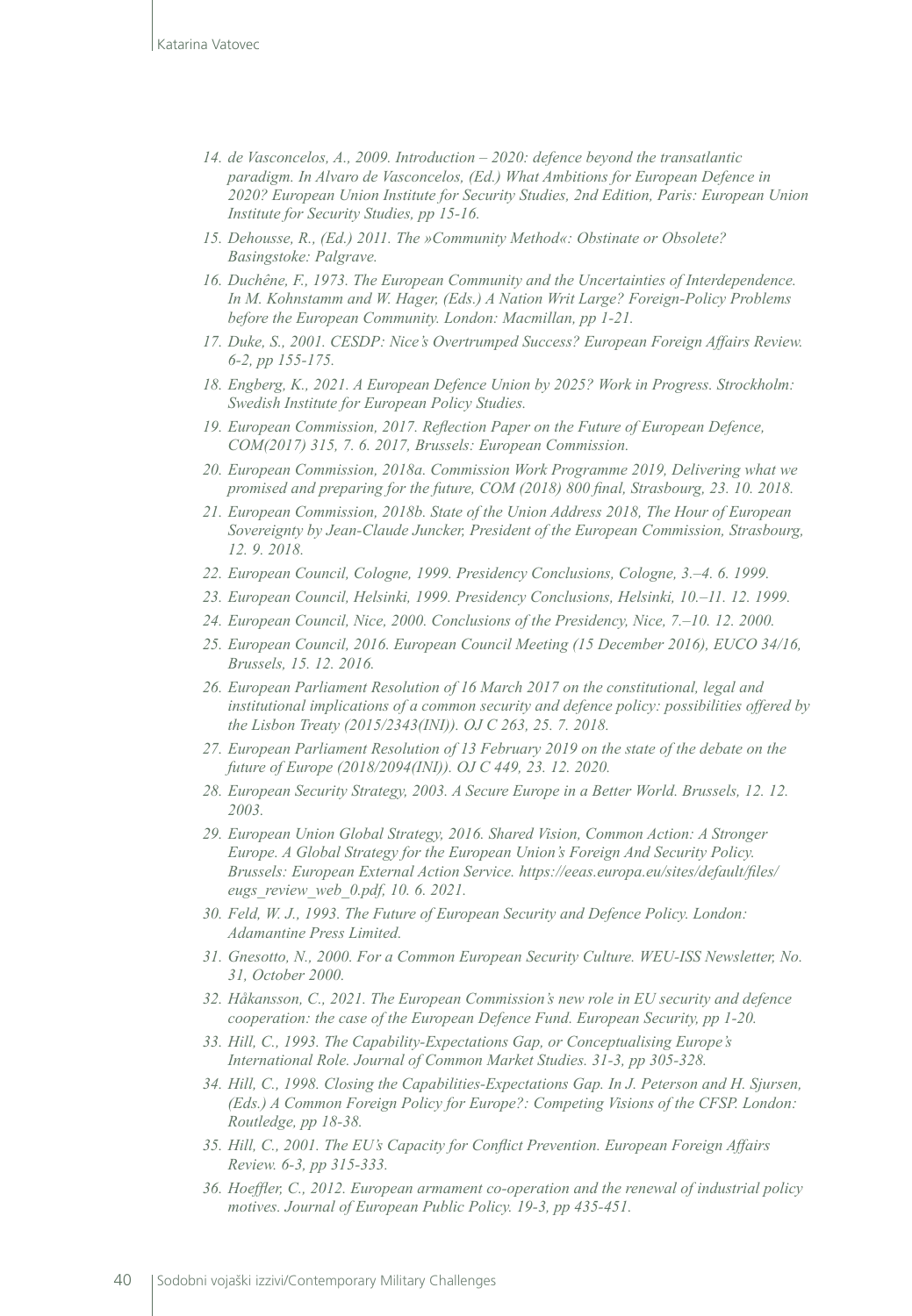14. *de Vasconcelos, A., 2009. Introduction – 2020: defence beyond the transatlantic paradigm. In Alvaro de Vasconcelos, (Ed.) What Ambitions for European Defence in 2020? European Union Institute for Security Studies, 2nd Edition, Paris: European Union Institute for Security Studies, pp 15-16.*
15. *Dehousse, R., (Ed.) 2011. The »Community Method«: Obstinate or Obsolete? Basingstoke: Palgrave.*
16. *Duchêne, F., 1973. The European Community and the Uncertainties of Interdependence. In M. Kohnstamm and W. Hager, (Eds.) A Nation Writ Large? Foreign-Policy Problems before the European Community. London: Macmillan, pp 1-21.*
17. *Duke, S., 2001. CESDP: Nice's Overtrumped Success? European Foreign Affairs Review. 6-2, pp 155-175.*
18. *Engberg, K., 2021. A European Defence Union by 2025? Work in Progress. Strockholm: Swedish Institute for European Policy Studies.*
19. *European Commission, 2017. Reflection Paper on the Future of European Defence, COM(2017) 315, 7. 6. 2017, Brussels: European Commission.*
20. *European Commission, 2018a. Commission Work Programme 2019, Delivering what we promised and preparing for the future, COM (2018) 800 final, Strasbourg, 23. 10. 2018.*
21. *European Commission, 2018b. State of the Union Address 2018, The Hour of European Sovereignty by Jean-Claude Juncker, President of the European Commission, Strasbourg, 12. 9. 2018.*
22. *European Council, Cologne, 1999. Presidency Conclusions, Cologne, 3.–4. 6. 1999.*
23. *European Council, Helsinki, 1999. Presidency Conclusions, Helsinki, 10.–11. 12. 1999.*
24. *European Council, Nice, 2000. Conclusions of the Presidency, Nice, 7.–10. 12. 2000.*
25. *European Council, 2016. European Council Meeting (15 December 2016), EUCO 34/16, Brussels, 15. 12. 2016.*
26. *European Parliament Resolution of 16 March 2017 on the constitutional, legal and institutional implications of a common security and defence policy: possibilities offered by the Lisbon Treaty (2015/2343(INI)). OJ C 263, 25. 7. 2018.*
27. *European Parliament Resolution of 13 February 2019 on the state of the debate on the future of Europe (2018/2094(INI)). OJ C 449, 23. 12. 2020.*
28. *European Security Strategy, 2003. A Secure Europe in a Better World. Brussels, 12. 12. 2003.*
29. *European Union Global Strategy, 2016. Shared Vision, Common Action: A Stronger Europe. A Global Strategy for the European Union's Foreign And Security Policy. Brussels: European External Action Service. https://eeas.europa.eu/sites/default/files/eugs_review_web_0.pdf, 10. 6. 2021.*
30. *Feld, W. J., 1993. The Future of European Security and Defence Policy. London: Adamantine Press Limited.*
31. *Gnesotto, N., 2000. For a Common European Security Culture. WEU-ISS Newsletter, No. 31, October 2000.*
32. *Håkansson, C., 2021. The European Commission's new role in EU security and defence cooperation: the case of the European Defence Fund. European Security, pp 1-20.*
33. *Hill, C., 1993. The Capability-Expectations Gap, or Conceptualising Europe's International Role. Journal of Common Market Studies. 31-3, pp 305-328.*
34. *Hill, C., 1998. Closing the Capabilities-Expectations Gap. In J. Peterson and H. Sjursen, (Eds.) A Common Foreign Policy for Europe?: Competing Visions of the CFSP. London: Routledge, pp 18-38.*
35. *Hill, C., 2001. The EU's Capacity for Conflict Prevention. European Foreign Affairs Review. 6-3, pp 315-333.*
36. *Hoeffler, C., 2012. European armament co-operation and the renewal of industrial policy motives. Journal of European Public Policy. 19-3, pp 435-451.*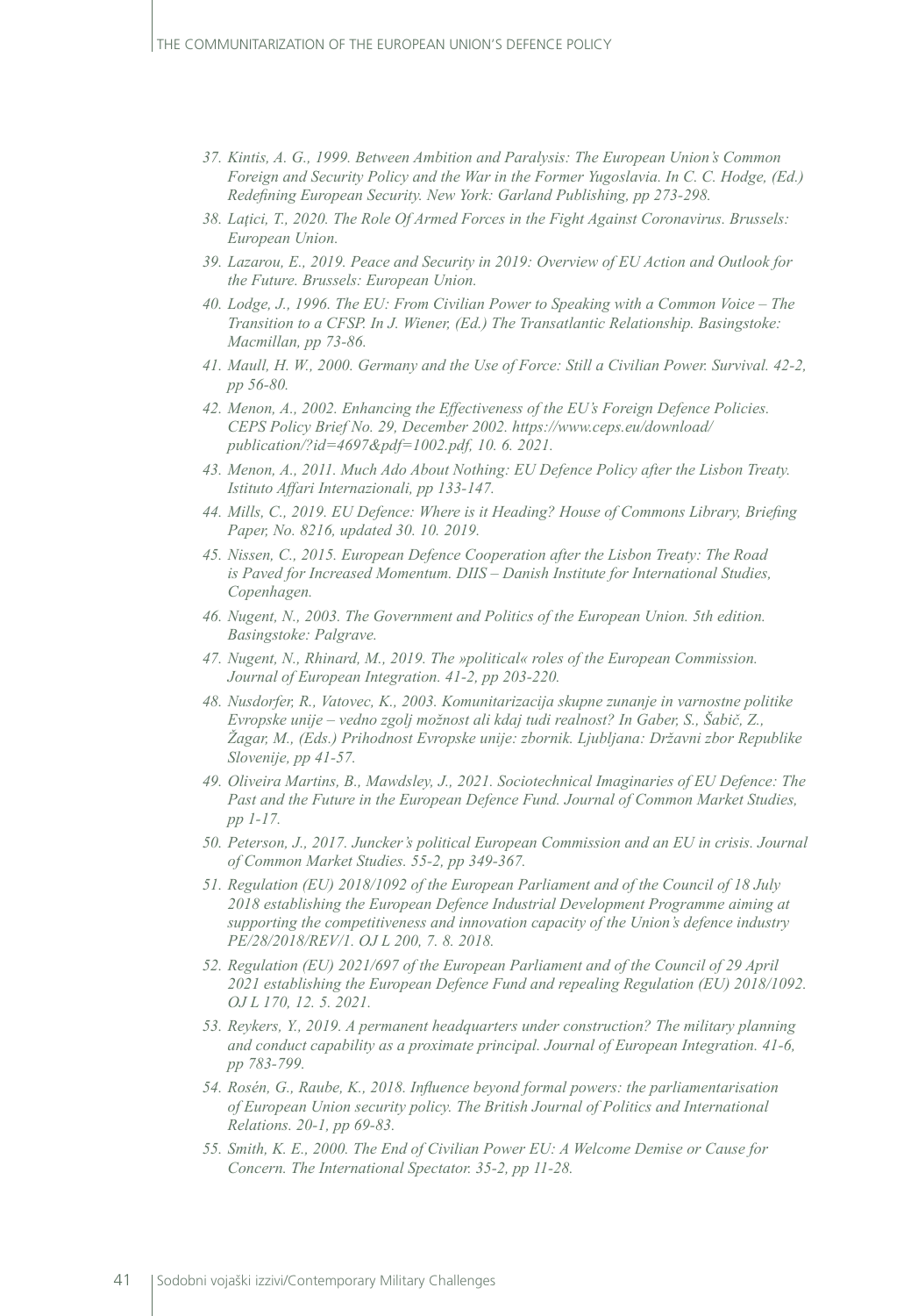37. *Kintis, A. G., 1999. Between Ambition and Paralysis: The European Union's Common Foreign and Security Policy and the War in the Former Yugoslavia. In C. C. Hodge, (Ed.) Redefining European Security. New York: Garland Publishing, pp 273-298.*
38. *Lațici, T., 2020. The Role Of Armed Forces in the Fight Against Coronavirus. Brussels: European Union.*
39. *Lazarou, E., 2019. Peace and Security in 2019: Overview of EU Action and Outlook for the Future. Brussels: European Union.*
40. *Lodge, J., 1996. The EU: From Civilian Power to Speaking with a Common Voice – The Transition to a CFSP. In J. Wiener, (Ed.) The Transatlantic Relationship. Basingstoke: Macmillan, pp 73-86.*
41. *Maull, H. W., 2000. Germany and the Use of Force: Still a Civilian Power. Survival. 42-2, pp 56-80.*
42. *Menon, A., 2002. Enhancing the Effectiveness of the EU's Foreign Defence Policies. CEPS Policy Brief No. 29, December 2002. https://www.ceps.eu/download/publication/?id=4697&pdf=1002.pdf, 10. 6. 2021.*
43. *Menon, A., 2011. Much Ado About Nothing: EU Defence Policy after the Lisbon Treaty. Istituto Affari Internazionali, pp 133-147.*
44. *Mills, C., 2019. EU Defence: Where is it Heading? House of Commons Library, Briefing Paper, No. 8216, updated 30. 10. 2019.*
45. *Nissen, C., 2015. European Defence Cooperation after the Lisbon Treaty: The Road is Paved for Increased Momentum. DIIS – Danish Institute for International Studies, Copenhagen.*
46. *Nugent, N., 2003. The Government and Politics of the European Union. 5th edition. Basingstoke: Palgrave.*
47. *Nugent, N., Rhinard, M., 2019. The »political« roles of the European Commission. Journal of European Integration. 41-2, pp 203-220.*
48. *Nusdorfer, R., Vatovec, K., 2003. Komunitarizacija skupne zunanje in varnostne politike Evropske unije – vedno zgolj možnost ali kdaj tudi realnost? In Gaber, S., Šabič, Z., Žagar, M., (Eds.) Prihodnost Evropske unije: zbornik. Ljubljana: Državni zbor Republike Slovenije, pp 41-57.*
49. *Oliveira Martins, B., Mawdsley, J., 2021. Sociotechnical Imaginaries of EU Defence: The Past and the Future in the European Defence Fund. Journal of Common Market Studies, pp 1-17.*
50. *Peterson, J., 2017. Juncker's political European Commission and an EU in crisis. Journal of Common Market Studies. 55-2, pp 349-367.*
51. *Regulation (EU) 2018/1092 of the European Parliament and of the Council of 18 July 2018 establishing the European Defence Industrial Development Programme aiming at supporting the competitiveness and innovation capacity of the Union's defence industry PE/28/2018/REV/1. OJ L 200, 7. 8. 2018.*
52. *Regulation (EU) 2021/697 of the European Parliament and of the Council of 29 April 2021 establishing the European Defence Fund and repealing Regulation (EU) 2018/1092. OJ L 170, 12. 5. 2021.*
53. *Reykers, Y., 2019. A permanent headquarters under construction? The military planning and conduct capability as a proximate principal. Journal of European Integration. 41-6, pp 783-799.*
54. *Rosén, G., Raube, K., 2018. Influence beyond formal powers: the parliamentarisation of European Union security policy. The British Journal of Politics and International Relations. 20-1, pp 69-83.*
55. *Smith, K. E., 2000. The End of Civilian Power EU: A Welcome Demise or Cause for Concern. The International Spectator. 35-2, pp 11-28.*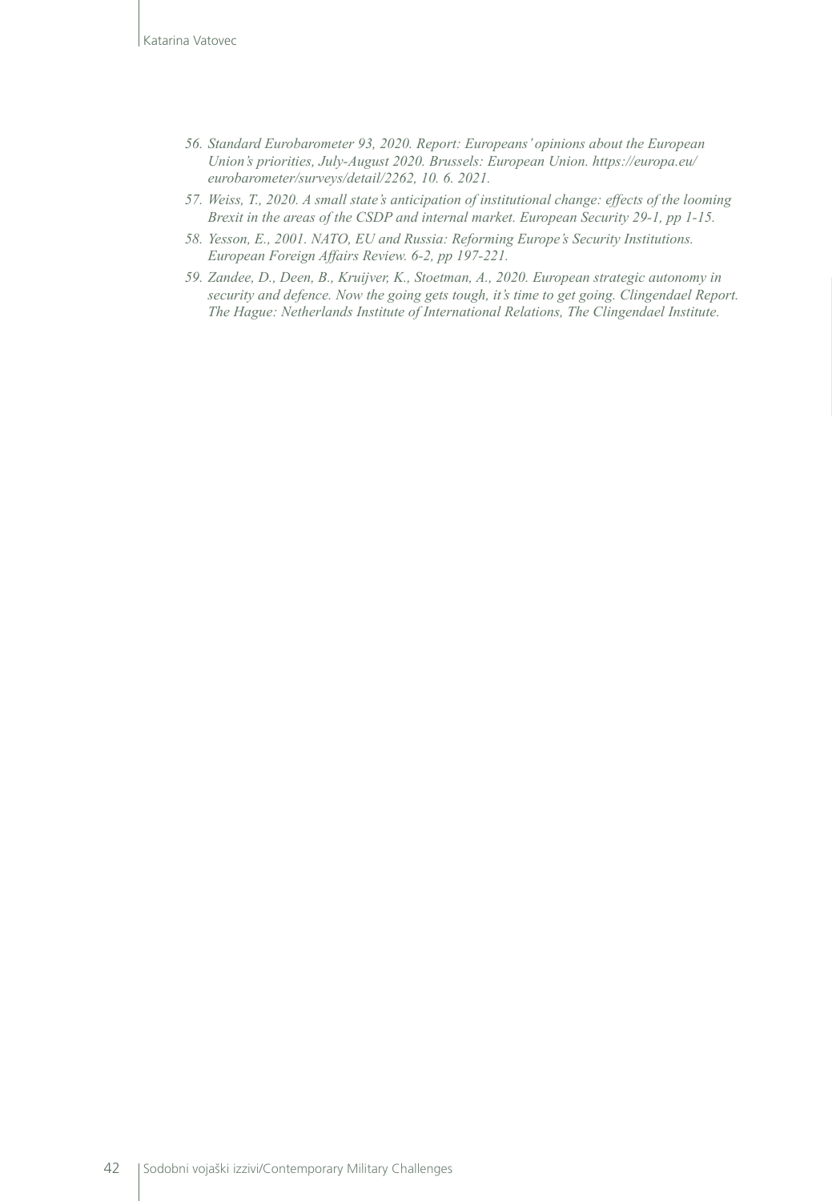56. *Standard Eurobarometer 93, 2020. Report: Europeans' opinions about the European Union's priorities, July-August 2020. Brussels: European Union. https://europa.eu/eurobarometer/surveys/detail/2262, 10. 6. 2021.*
57. *Weiss, T., 2020. A small state's anticipation of institutional change: effects of the looming Brexit in the areas of the CSDP and internal market. European Security 29-1, pp 1-15.*
58. *Yesson, E., 2001. NATO, EU and Russia: Reforming Europe's Security Institutions. European Foreign Affairs Review. 6-2, pp 197-221.*
59. *Zandee, D., Deen, B., Kruijver, K., Stoetman, A., 2020. European strategic autonomy in security and defence. Now the going gets tough, it's time to get going. Clingendael Report. The Hague: Netherlands Institute of International Relations, The Clingendael Institute.*